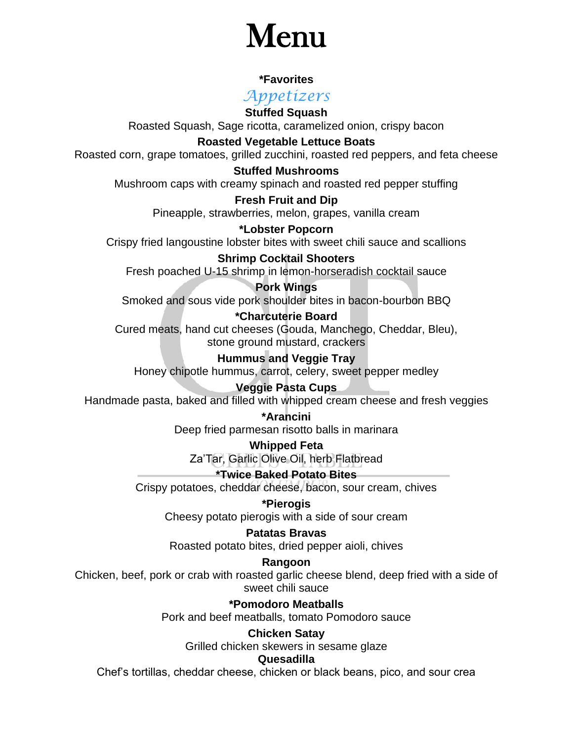# Menu

**\*Favorites**

## *Appetizers*

**Stuffed Squash**
Roasted Squash, Sage ricotta, caramelized onion, crispy bacon

**Roasted Vegetable Lettuce Boats**
Roasted corn, grape tomatoes, grilled zucchini, roasted red peppers, and feta cheese

**Stuffed Mushrooms**
Mushroom caps with creamy spinach and roasted red pepper stuffing

**Fresh Fruit and Dip**
Pineapple, strawberries, melon, grapes, vanilla cream

**\*Lobster Popcorn**
Crispy fried langoustine lobster bites with sweet chili sauce and scallions

**Shrimp Cocktail Shooters**
Fresh poached U-15 shrimp in lemon-horseradish cocktail sauce

**Pork Wings**
Smoked and sous vide pork shoulder bites in bacon-bourbon BBQ

**\*Charcuterie Board**
Cured meats, hand cut cheeses (Gouda, Manchego, Cheddar, Bleu), stone ground mustard, crackers

**Hummus and Veggie Tray**
Honey chipotle hummus, carrot, celery, sweet pepper medley

**Veggie Pasta Cups**
Handmade pasta, baked and filled with whipped cream cheese and fresh veggies

**\*Arancini**
Deep fried parmesan risotto balls in marinara

**Whipped Feta**
Za'Tar, Garlic Olive Oil, herb Flatbread

**\*Twice Baked Potato Bites**
Crispy potatoes, cheddar cheese, bacon, sour cream, chives

**\*Pierogis**
Cheesy potato pierogis with a side of sour cream

**Patatas Bravas**
Roasted potato bites, dried pepper aioli, chives

**Rangoon**
Chicken, beef, pork or crab with roasted garlic cheese blend, deep fried with a side of sweet chili sauce

**\*Pomodoro Meatballs**
Pork and beef meatballs, tomato Pomodoro sauce

**Chicken Satay**
Grilled chicken skewers in sesame glaze

**Quesadilla**
Chef's tortillas, cheddar cheese, chicken or black beans, pico, and sour crea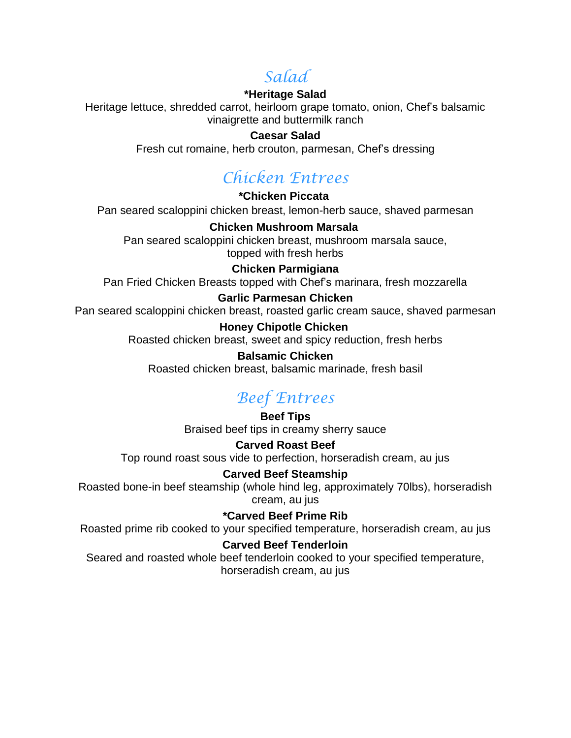## *Salad*

**\*Heritage Salad**

Heritage lettuce, shredded carrot, heirloom grape tomato, onion, Chef's balsamic vinaigrette and buttermilk ranch

**Caesar Salad**

Fresh cut romaine, herb crouton, parmesan, Chef's dressing

## *Chicken Entrees*

**\*Chicken Piccata**

Pan seared scaloppini chicken breast, lemon-herb sauce, shaved parmesan

**Chicken Mushroom Marsala**

Pan seared scaloppini chicken breast, mushroom marsala sauce, topped with fresh herbs

**Chicken Parmigiana**

Pan Fried Chicken Breasts topped with Chef's marinara, fresh mozzarella

**Garlic Parmesan Chicken**

Pan seared scaloppini chicken breast, roasted garlic cream sauce, shaved parmesan

**Honey Chipotle Chicken**

Roasted chicken breast, sweet and spicy reduction, fresh herbs

**Balsamic Chicken**

Roasted chicken breast, balsamic marinade, fresh basil

## *Beef Entrees*

**Beef Tips**

Braised beef tips in creamy sherry sauce

**Carved Roast Beef**

Top round roast sous vide to perfection, horseradish cream, au jus

**Carved Beef Steamship**

Roasted bone-in beef steamship (whole hind leg, approximately 70lbs), horseradish cream, au jus

**\*Carved Beef Prime Rib**

Roasted prime rib cooked to your specified temperature, horseradish cream, au jus

**Carved Beef Tenderloin**

Seared and roasted whole beef tenderloin cooked to your specified temperature, horseradish cream, au jus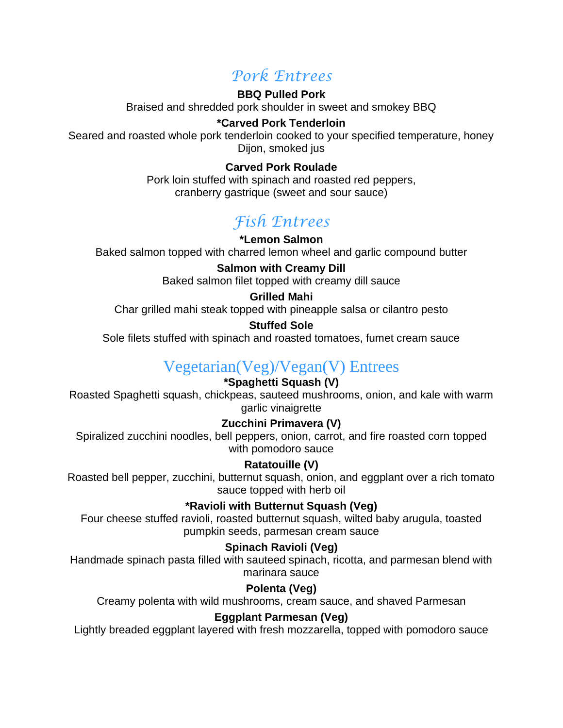## *Pork Entrees*

**BBQ Pulled Pork**
Braised and shredded pork shoulder in sweet and smokey BBQ

***Carved Pork Tenderloin**
Seared and roasted whole pork tenderloin cooked to your specified temperature, honey Dijon, smoked jus

**Carved Pork Roulade**
Pork loin stuffed with spinach and roasted red peppers, cranberry gastrique (sweet and sour sauce)

## *Fish Entrees*

***Lemon Salmon**
Baked salmon topped with charred lemon wheel and garlic compound butter

**Salmon with Creamy Dill**
Baked salmon filet topped with creamy dill sauce

**Grilled Mahi**
Char grilled mahi steak topped with pineapple salsa or cilantro pesto

**Stuffed Sole**
Sole filets stuffed with spinach and roasted tomatoes, fumet cream sauce

## Vegetarian(Veg)/Vegan(V) Entrees

***Spaghetti Squash (V)**
Roasted Spaghetti squash, chickpeas, sauteed mushrooms, onion, and kale with warm garlic vinaigrette

**Zucchini Primavera (V)**
Spiralized zucchini noodles, bell peppers, onion, carrot, and fire roasted corn topped with pomodoro sauce

**Ratatouille (V)**
Roasted bell pepper, zucchini, butternut squash, onion, and eggplant over a rich tomato sauce topped with herb oil

***Ravioli with Butternut Squash (Veg)**
Four cheese stuffed ravioli, roasted butternut squash, wilted baby arugula, toasted pumpkin seeds, parmesan cream sauce

**Spinach Ravioli (Veg)**
Handmade spinach pasta filled with sauteed spinach, ricotta, and parmesan blend with marinara sauce

**Polenta (Veg)**
Creamy polenta with wild mushrooms, cream sauce, and shaved Parmesan

**Eggplant Parmesan (Veg)**
Lightly breaded eggplant layered with fresh mozzarella, topped with pomodoro sauce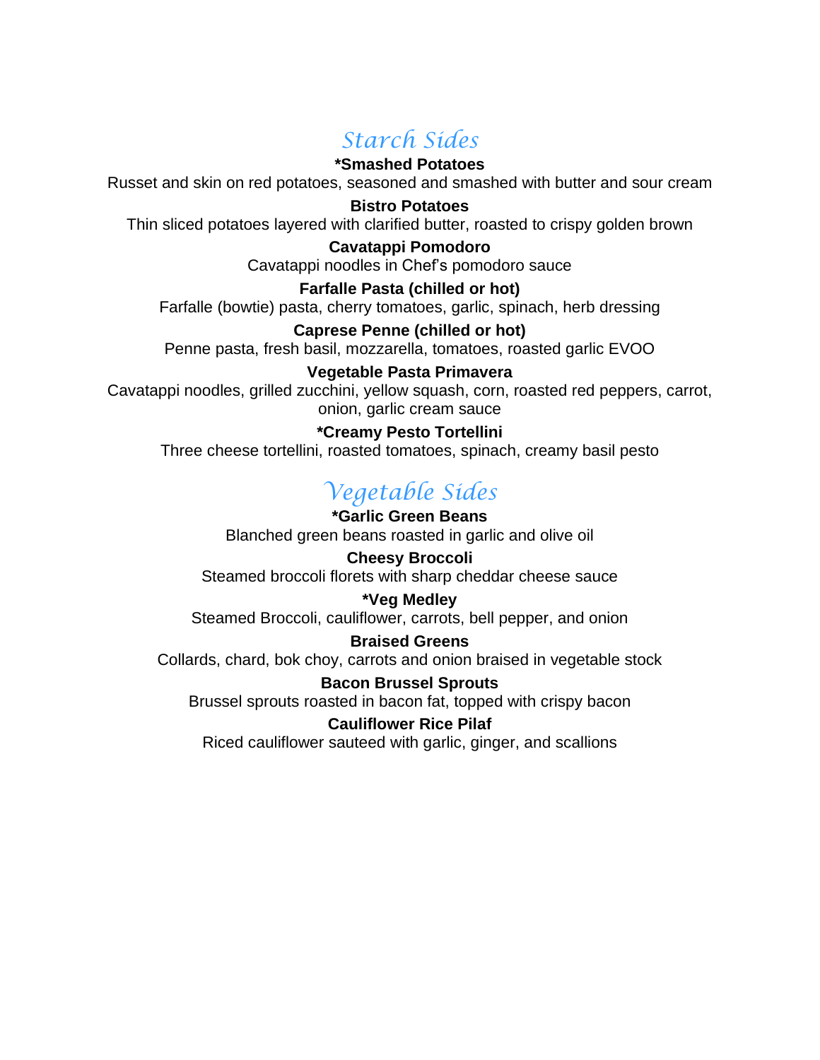## *Starch Sides*

**\*Smashed Potatoes**

Russet and skin on red potatoes, seasoned and smashed with butter and sour cream

**Bistro Potatoes**

Thin sliced potatoes layered with clarified butter, roasted to crispy golden brown

**Cavatappi Pomodoro**

Cavatappi noodles in Chef's pomodoro sauce

**Farfalle Pasta (chilled or hot)**

Farfalle (bowtie) pasta, cherry tomatoes, garlic, spinach, herb dressing

**Caprese Penne (chilled or hot)**

Penne pasta, fresh basil, mozzarella, tomatoes, roasted garlic EVOO

**Vegetable Pasta Primavera**

Cavatappi noodles, grilled zucchini, yellow squash, corn, roasted red peppers, carrot, onion, garlic cream sauce

**\*Creamy Pesto Tortellini**

Three cheese tortellini, roasted tomatoes, spinach, creamy basil pesto

## *Vegetable Sides*

**\*Garlic Green Beans**

Blanched green beans roasted in garlic and olive oil

**Cheesy Broccoli**

Steamed broccoli florets with sharp cheddar cheese sauce

**\*Veg Medley**

Steamed Broccoli, cauliflower, carrots, bell pepper, and onion

**Braised Greens**

Collards, chard, bok choy, carrots and onion braised in vegetable stock

**Bacon Brussel Sprouts**

Brussel sprouts roasted in bacon fat, topped with crispy bacon

**Cauliflower Rice Pilaf**

Riced cauliflower sauteed with garlic, ginger, and scallions